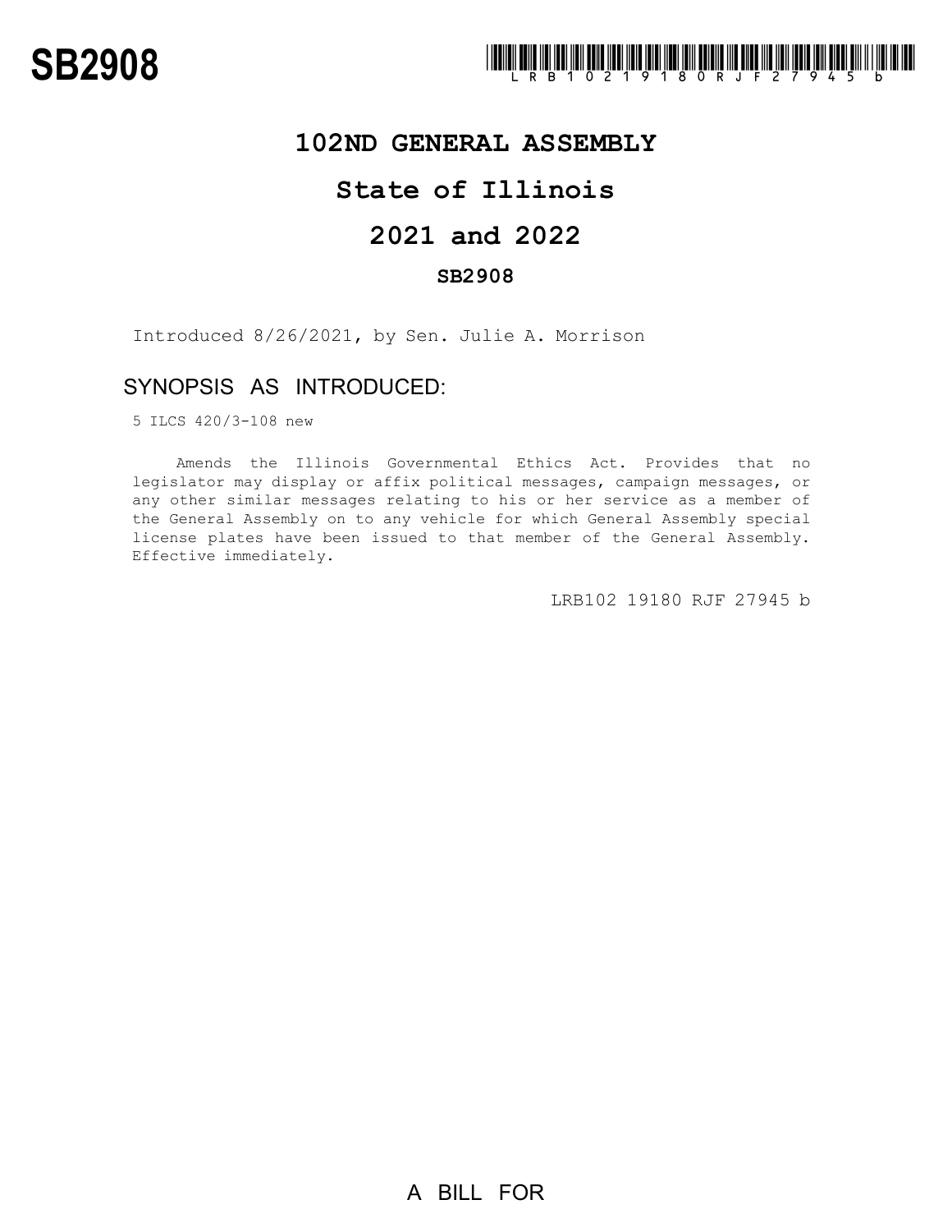# SB2908

LRB102 19180 RJF 27945 b

## 102ND GENERAL ASSEMBLY

## State of Illinois

## 2021 and 2022

### SB2908

Introduced 8/26/2021, by Sen. Julie A. Morrison

### SYNOPSIS AS INTRODUCED:

5 ILCS 420/3-108 new

Amends the Illinois Governmental Ethics Act. Provides that no legislator may display or affix political messages, campaign messages, or any other similar messages relating to his or her service as a member of the General Assembly on to any vehicle for which General Assembly special license plates have been issued to that member of the General Assembly. Effective immediately.

LRB102 19180 RJF 27945 b

A BILL FOR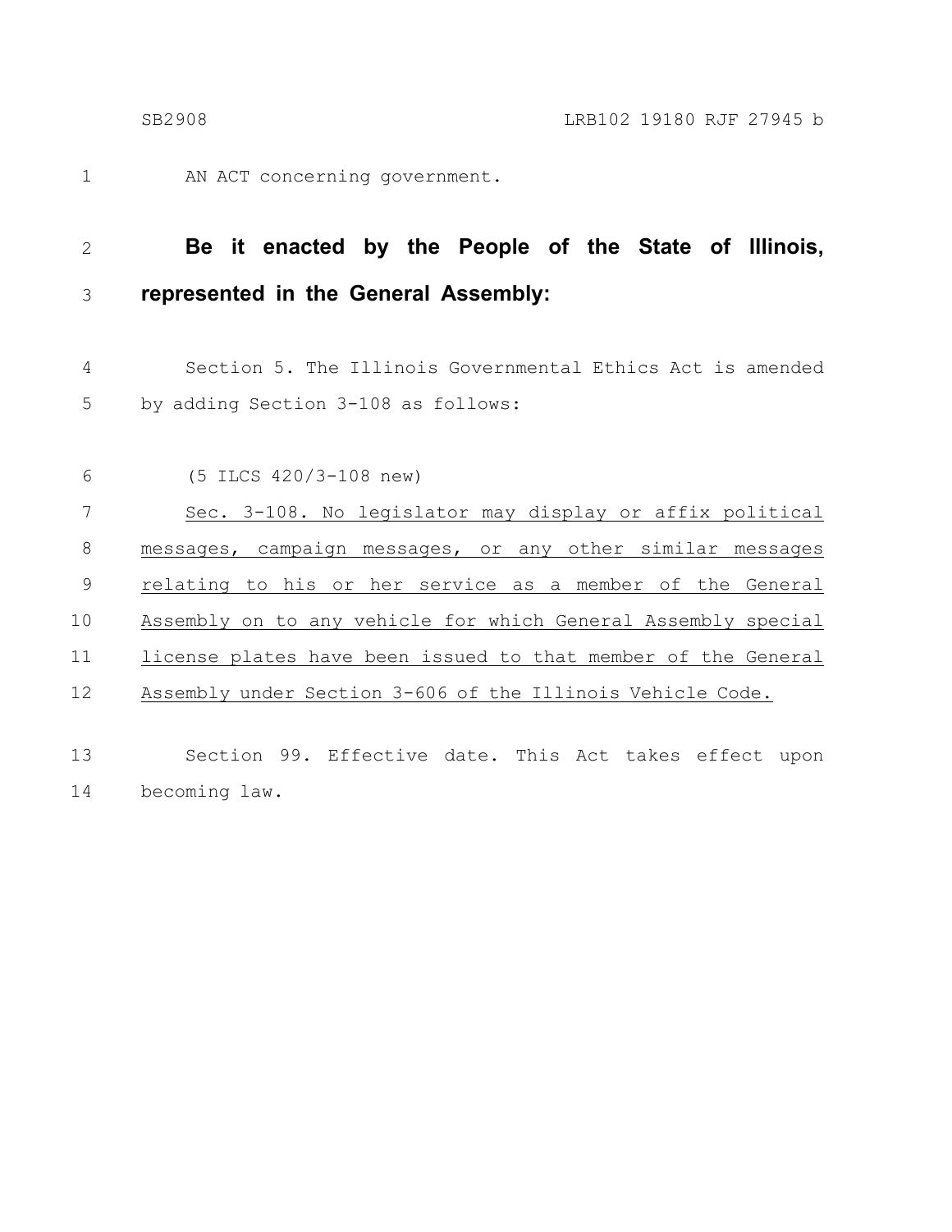AN ACT concerning government.

**Be it enacted by the People of the State of Illinois, represented in the General Assembly:**

Section 5. The Illinois Governmental Ethics Act is amended by adding Section 3-108 as follows:

(5 ILCS 420/3-108 new)

Sec. 3-108. No legislator may display or affix political messages, campaign messages, or any other similar messages relating to his or her service as a member of the General Assembly on to any vehicle for which General Assembly special license plates have been issued to that member of the General Assembly under Section 3-606 of the Illinois Vehicle Code.

Section 99. Effective date. This Act takes effect upon becoming law.